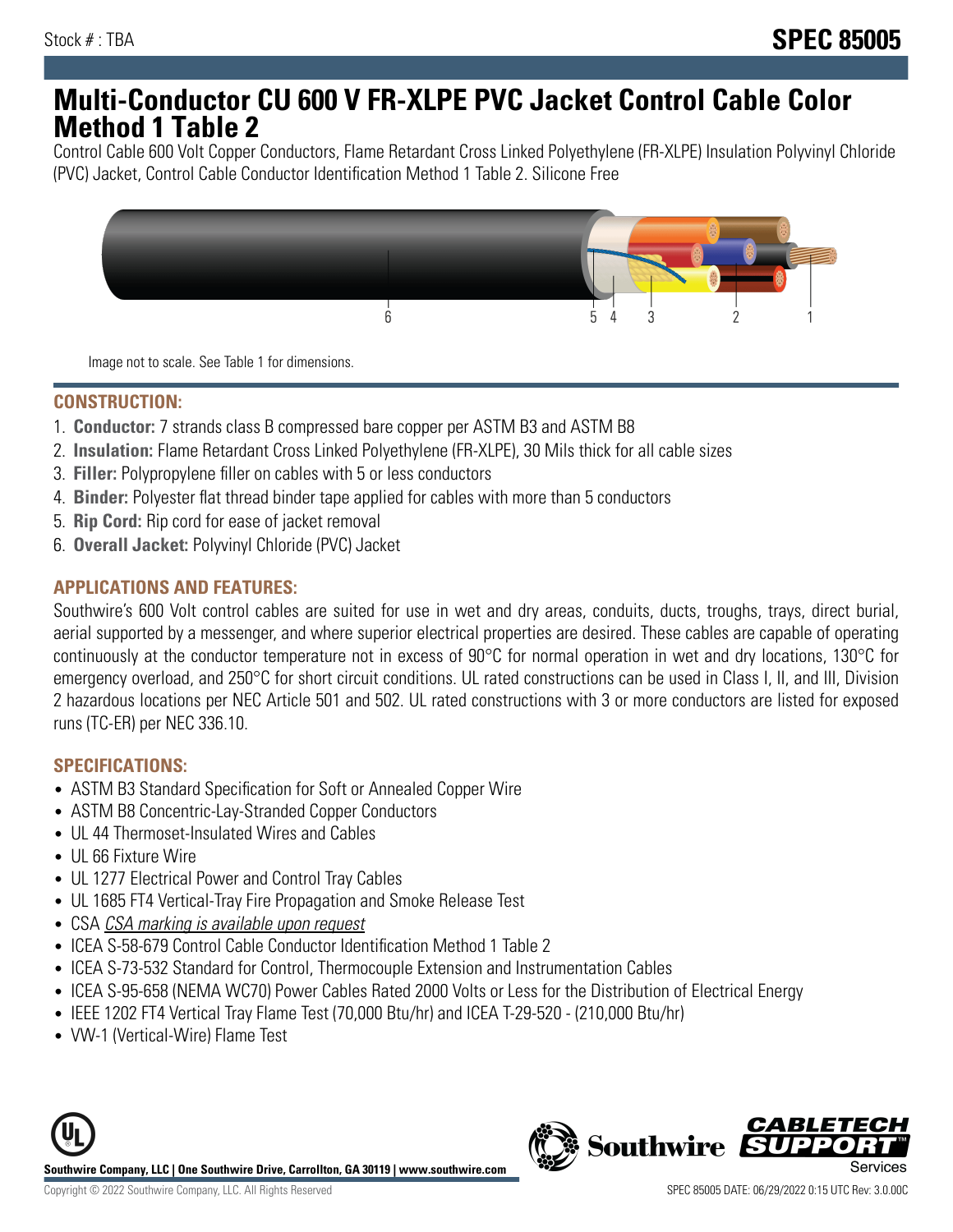Stock # : TBA

**SPEC 85005**

# Multi-Conductor CU 600 V FR-XLPE PVC Jacket Control Cable Color Method 1 Table 2

Control Cable 600 Volt Copper Conductors, Flame Retardant Cross Linked Polyethylene (FR-XLPE) Insulation Polyvinyl Chloride (PVC) Jacket, Control Cable Conductor Identification Method 1 Table 2. Silicone Free

Image not to scale. See Table 1 for dimensions.

## CONSTRUCTION:

1. **Conductor:** 7 strands class B compressed bare copper per ASTM B3 and ASTM B8
2. **Insulation:** Flame Retardant Cross Linked Polyethylene (FR-XLPE), 30 Mils thick for all cable sizes
3. **Filler:** Polypropylene filler on cables with 5 or less conductors
4. **Binder:** Polyester flat thread binder tape applied for cables with more than 5 conductors
5. **Rip Cord:** Rip cord for ease of jacket removal
6. **Overall Jacket:** Polyvinyl Chloride (PVC) Jacket

## APPLICATIONS AND FEATURES:

Southwire's 600 Volt control cables are suited for use in wet and dry areas, conduits, ducts, troughs, trays, direct burial, aerial supported by a messenger, and where superior electrical properties are desired. These cables are capable of operating continuously at the conductor temperature not in excess of 90°C for normal operation in wet and dry locations, 130°C for emergency overload, and 250°C for short circuit conditions. UL rated constructions can be used in Class I, II, and III, Division 2 hazardous locations per NEC Article 501 and 502. UL rated constructions with 3 or more conductors are listed for exposed runs (TC-ER) per NEC 336.10.

## SPECIFICATIONS:

- ASTM B3 Standard Specification for Soft or Annealed Copper Wire
- ASTM B8 Concentric-Lay-Stranded Copper Conductors
- UL 44 Thermoset-Insulated Wires and Cables
- UL 66 Fixture Wire
- UL 1277 Electrical Power and Control Tray Cables
- UL 1685 FT4 Vertical-Tray Fire Propagation and Smoke Release Test
- CSA *CSA marking is available upon request*
- ICEA S-58-679 Control Cable Conductor Identification Method 1 Table 2
- ICEA S-73-532 Standard for Control, Thermocouple Extension and Instrumentation Cables
- ICEA S-95-658 (NEMA WC70) Power Cables Rated 2000 Volts or Less for the Distribution of Electrical Energy
- IEEE 1202 FT4 Vertical Tray Flame Test (70,000 Btu/hr) and ICEA T-29-520 - (210,000 Btu/hr)
- VW-1 (Vertical-Wire) Flame Test

**Southwire Company, LLC | One Southwire Drive, Carrollton, GA 30119 | www.southwire.com**

Copyright © 2022 Southwire Company, LLC. All Rights Reserved

SPEC 85005 DATE: 06/29/2022 0:15 UTC Rev: 3.0.00C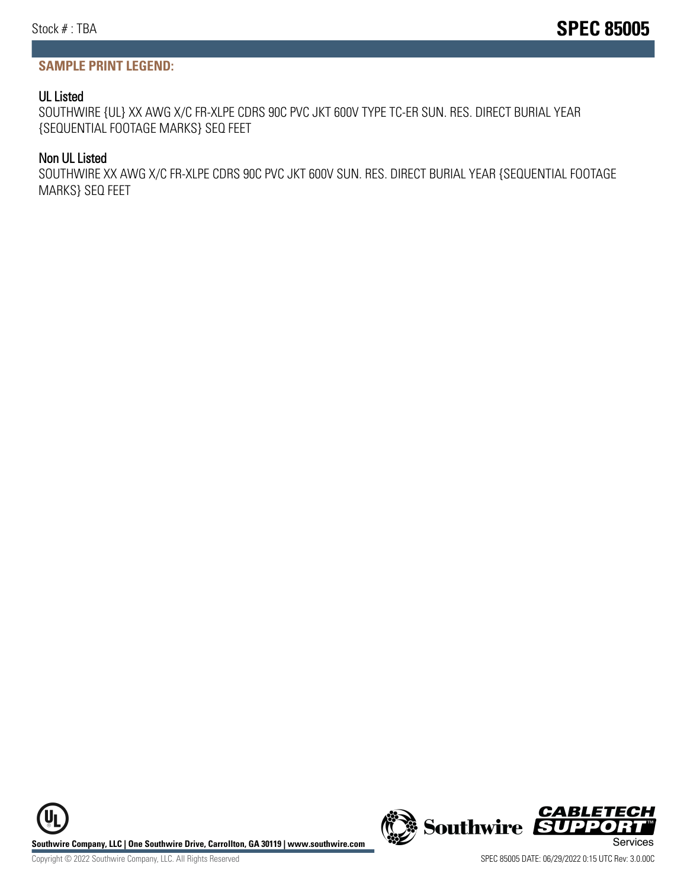## SAMPLE PRINT LEGEND:

### UL Listed

SOUTHWIRE {UL} XX AWG X/C FR-XLPE CDRS 90C PVC JKT 600V TYPE TC-ER SUN. RES. DIRECT BURIAL YEAR {SEQUENTIAL FOOTAGE MARKS} SEQ FEET

### Non UL Listed

SOUTHWIRE XX AWG X/C FR-XLPE CDRS 90C PVC JKT 600V SUN. RES. DIRECT BURIAL YEAR {SEQUENTIAL FOOTAGE MARKS} SEQ FEET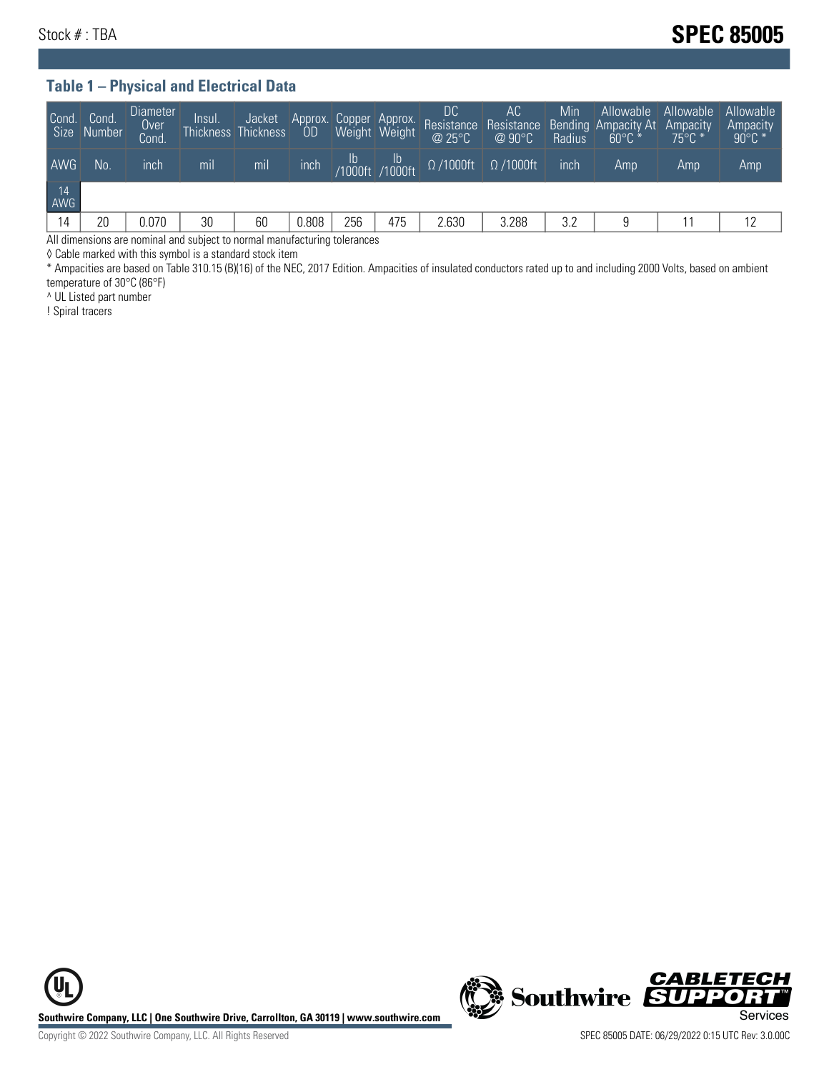## Table 1 – Physical and Electrical Data

| Cond. Size | Cond. Number | Diameter Over Cond. | Insul. Thickness | Jacket Thickness | Approx. OD | Copper Weight | Approx. Weight | DC Resistance @ 25°C | AC Resistance @ 90°C | Min Bending Radius | Allowable Ampacity At 60°C * | Allowable Ampacity 75°C * | Allowable Ampacity 90°C * |
|---|---|---|---|---|---|---|---|---|---|---|---|---|---|
| AWG | No. | inch | mil | mil | inch | lb /1000ft | lb /1000ft | Ω /1000ft | Ω /1000ft | inch | Amp | Amp | Amp |
| 14 AWG | | | | | | | | | | | | | |
| 14 | 20 | 0.070 | 30 | 60 | 0.808 | 256 | 475 | 2.630 | 3.288 | 3.2 | 9 | 11 | 12 |

All dimensions are nominal and subject to normal manufacturing tolerances

◊ Cable marked with this symbol is a standard stock item

* Ampacities are based on Table 310.15 (B)(16) of the NEC, 2017 Edition. Ampacities of insulated conductors rated up to and including 2000 Volts, based on ambient temperature of 30°C (86°F)

^ UL Listed part number

! Spiral tracers